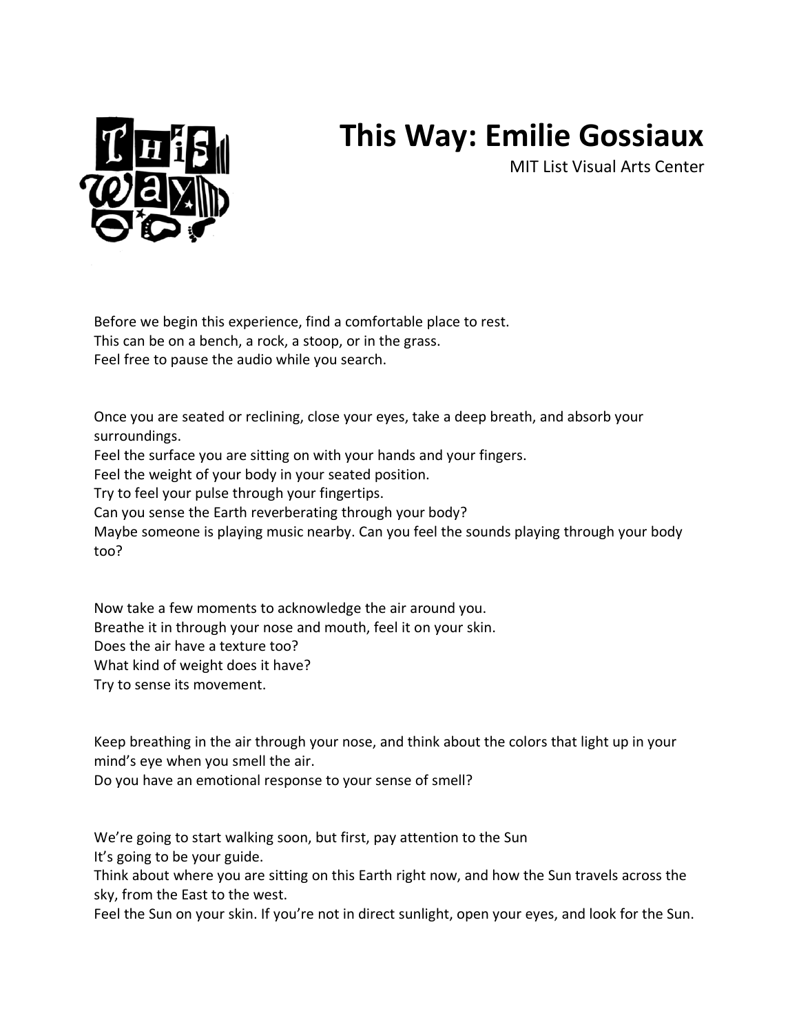# This Way: Emilie Gossiaux

MIT List Visual Arts Center

Before we begin this experience, find a comfortable place to rest.
This can be on a bench, a rock, a stoop, or in the grass.
Feel free to pause the audio while you search.

Once you are seated or reclining, close your eyes, take a deep breath, and absorb your surroundings.
Feel the surface you are sitting on with your hands and your fingers.
Feel the weight of your body in your seated position.
Try to feel your pulse through your fingertips.
Can you sense the Earth reverberating through your body?
Maybe someone is playing music nearby. Can you feel the sounds playing through your body too?

Now take a few moments to acknowledge the air around you.
Breathe it in through your nose and mouth, feel it on your skin.
Does the air have a texture too?
What kind of weight does it have?
Try to sense its movement.

Keep breathing in the air through your nose, and think about the colors that light up in your mind's eye when you smell the air.
Do you have an emotional response to your sense of smell?

We're going to start walking soon, but first, pay attention to the Sun
It's going to be your guide.
Think about where you are sitting on this Earth right now, and how the Sun travels across the sky, from the East to the west.
Feel the Sun on your skin. If you're not in direct sunlight, open your eyes, and look for the Sun.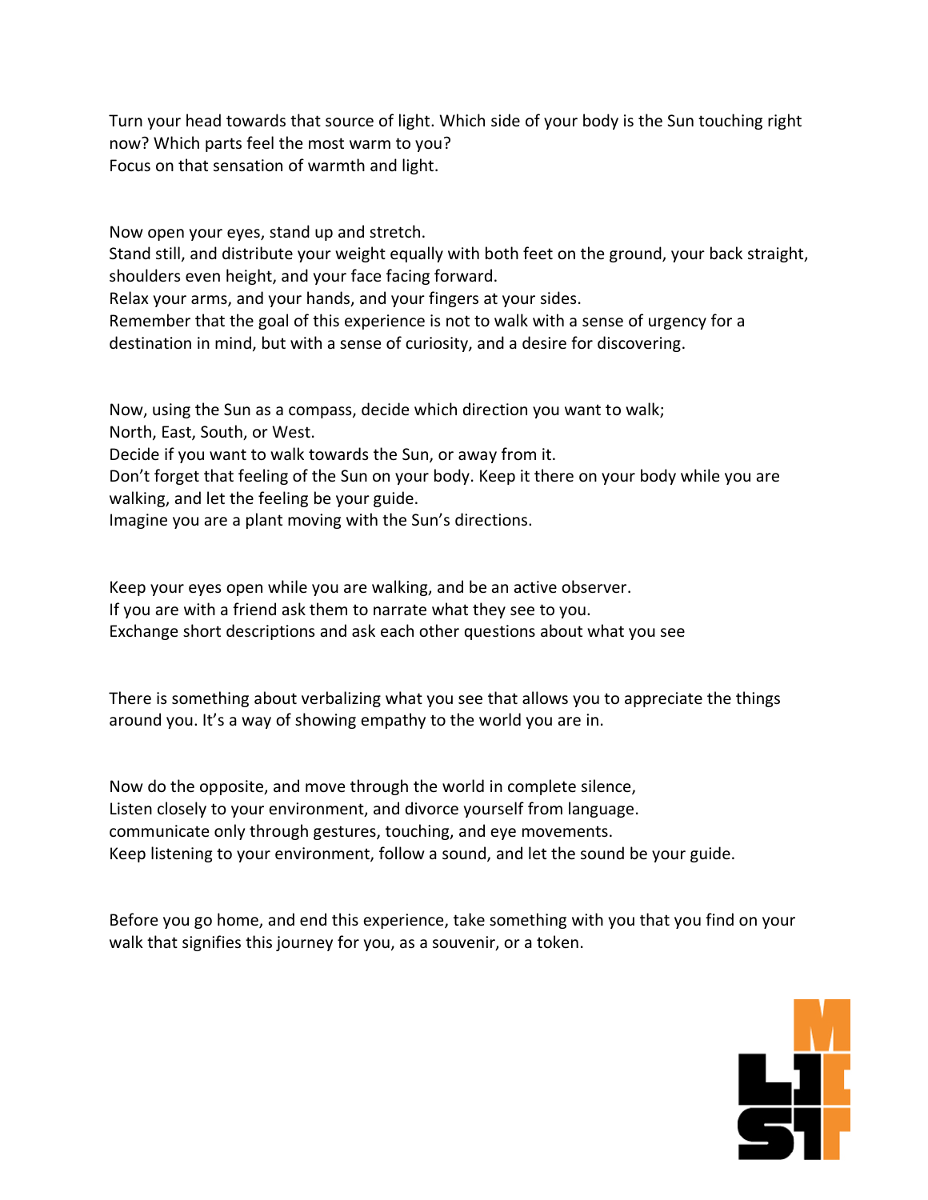Turn your head towards that source of light. Which side of your body is the Sun touching right now? Which parts feel the most warm to you?
Focus on that sensation of warmth and light.

Now open your eyes, stand up and stretch.
Stand still, and distribute your weight equally with both feet on the ground, your back straight, shoulders even height, and your face facing forward.
Relax your arms, and your hands, and your fingers at your sides.
Remember that the goal of this experience is not to walk with a sense of urgency for a destination in mind, but with a sense of curiosity, and a desire for discovering.

Now, using the Sun as a compass, decide which direction you want to walk;
North, East, South, or West.
Decide if you want to walk towards the Sun, or away from it.
Don't forget that feeling of the Sun on your body. Keep it there on your body while you are walking, and let the feeling be your guide.
Imagine you are a plant moving with the Sun's directions.

Keep your eyes open while you are walking, and be an active observer.
If you are with a friend ask them to narrate what they see to you.
Exchange short descriptions and ask each other questions about what you see

There is something about verbalizing what you see that allows you to appreciate the things around you. It's a way of showing empathy to the world you are in.

Now do the opposite, and move through the world in complete silence,
Listen closely to your environment, and divorce yourself from language.
communicate only through gestures, touching, and eye movements.
Keep listening to your environment, follow a sound, and let the sound be your guide.

Before you go home, and end this experience, take something with you that you find on your walk that signifies this journey for you, as a souvenir, or a token.